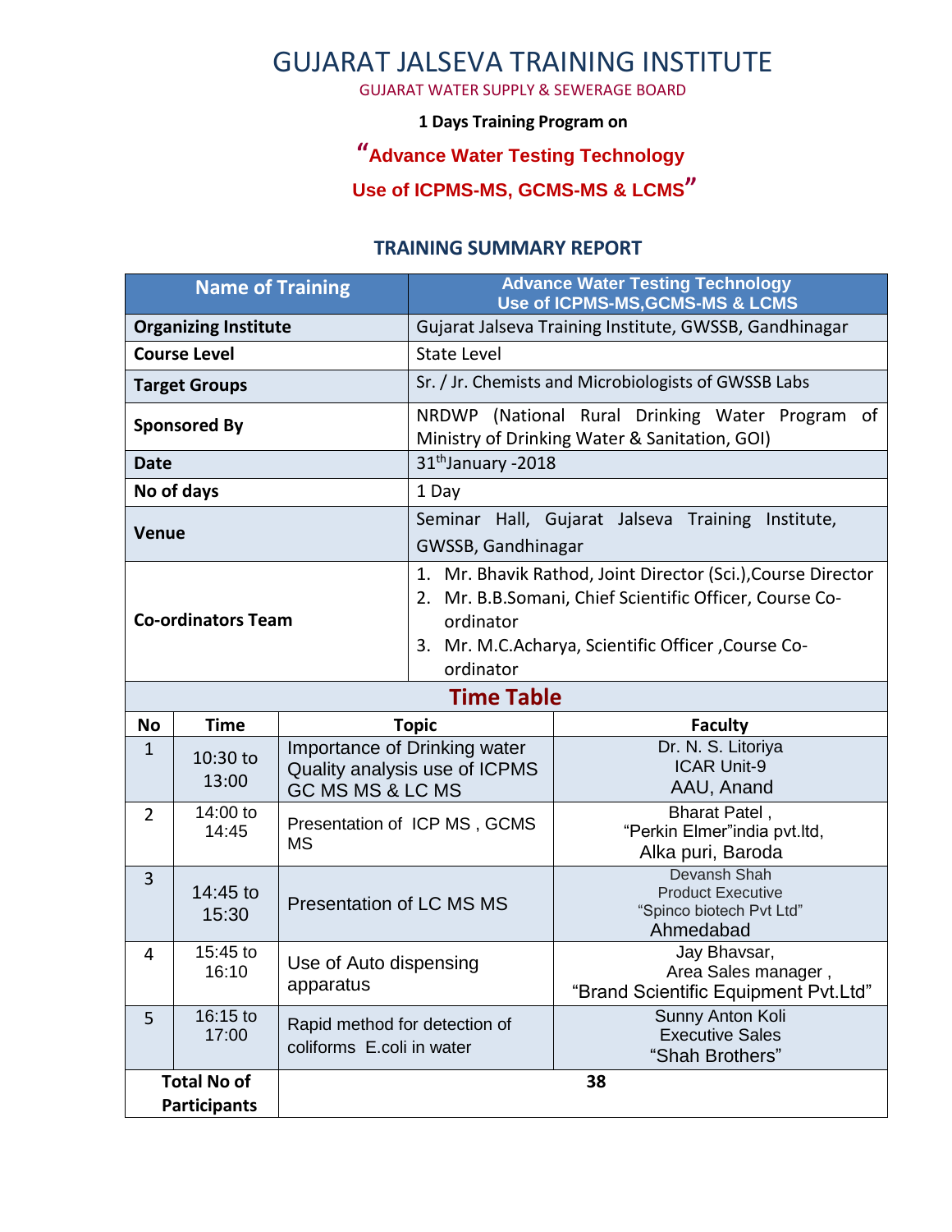# GUJARAT JALSEVA TRAINING INSTITUTE

GUJARAT WATER SUPPLY & SEWERAGE BOARD

**1 Days Training Program on**

**"Advance Water Testing Technology**

**Use of ICPMS-MS, GCMS-MS & LCMS"**

## TRAINING SUMMARY REPORT

| Name of Training | Advance Water Testing Technology Use of ICPMS-MS,GCMS-MS & LCMS |
|---|---|
| **Organizing Institute** | Gujarat Jalseva Training Institute, GWSSB, Gandhinagar |
| **Course Level** | State Level |
| **Target Groups** | Sr. / Jr. Chemists and Microbiologists of GWSSB Labs |
| **Sponsored By** | NRDWP (National Rural Drinking Water Program of Ministry of Drinking Water & Sanitation, GOI) |
| **Date** | 31th January -2018 |
| **No of days** | 1 Day |
| **Venue** | Seminar Hall, Gujarat Jalseva Training Institute, GWSSB, Gandhinagar |
| **Co-ordinators Team** | 1. Mr. Bhavik Rathod, Joint Director (Sci.),Course Director<br>2. Mr. B.B.Somani, Chief Scientific Officer, Course Co-ordinator<br>3. Mr. M.C.Acharya, Scientific Officer ,Course Co-ordinator |

**Time Table**

| No | Time | Topic | Faculty |
|---|---|---|---|
| 1 | 10:30 to 13:00 | Importance of Drinking water Quality analysis use of ICPMS GC MS MS & LC MS | Dr. N. S. Litoriya<br>ICAR Unit-9<br>AAU, Anand |
| 2 | 14:00 to 14:45 | Presentation of ICP MS , GCMS MS | Bharat Patel ,<br>"Perkin Elmer"india pvt.ltd,<br>Alka puri, Baroda |
| 3 | 14:45 to 15:30 | Presentation of LC MS MS | Devansh Shah<br>Product Executive<br>"Spinco biotech Pvt Ltd"<br>Ahmedabad |
| 4 | 15:45 to 16:10 | Use of Auto dispensing apparatus | Jay Bhavsar,<br>Area Sales manager ,<br>"Brand Scientific Equipment Pvt.Ltd" |
| 5 | 16:15 to 17:00 | Rapid method for detection of coliforms E.coli in water | Sunny Anton Koli<br>Executive Sales<br>"Shah Brothers" |
| **Total No of Participants** | | **38** | |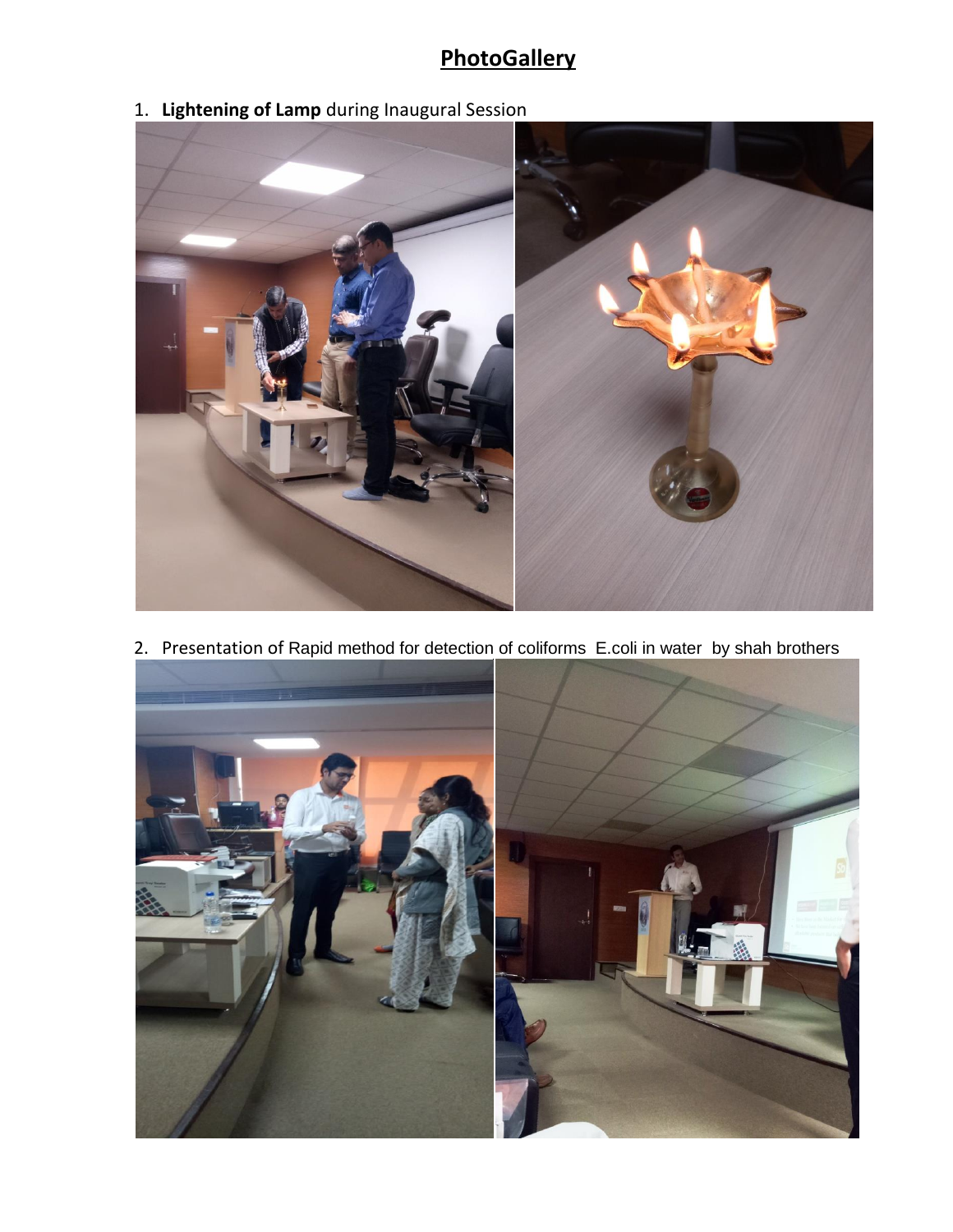## PhotoGallery

1. **Lightening of Lamp** during Inaugural Session

2. Presentation of Rapid method for detection of coliforms E.coli in water by shah brothers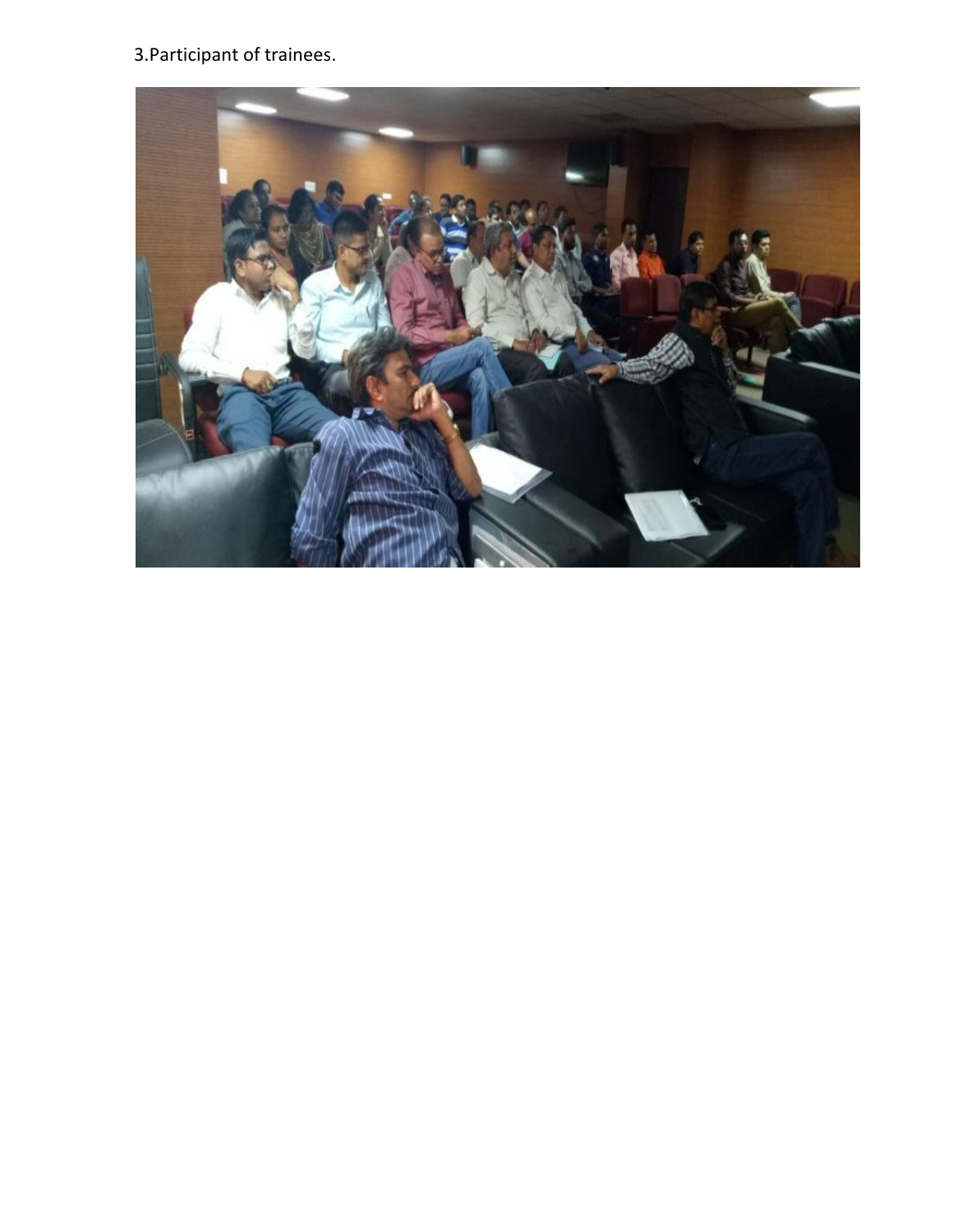3.Participant of trainees.